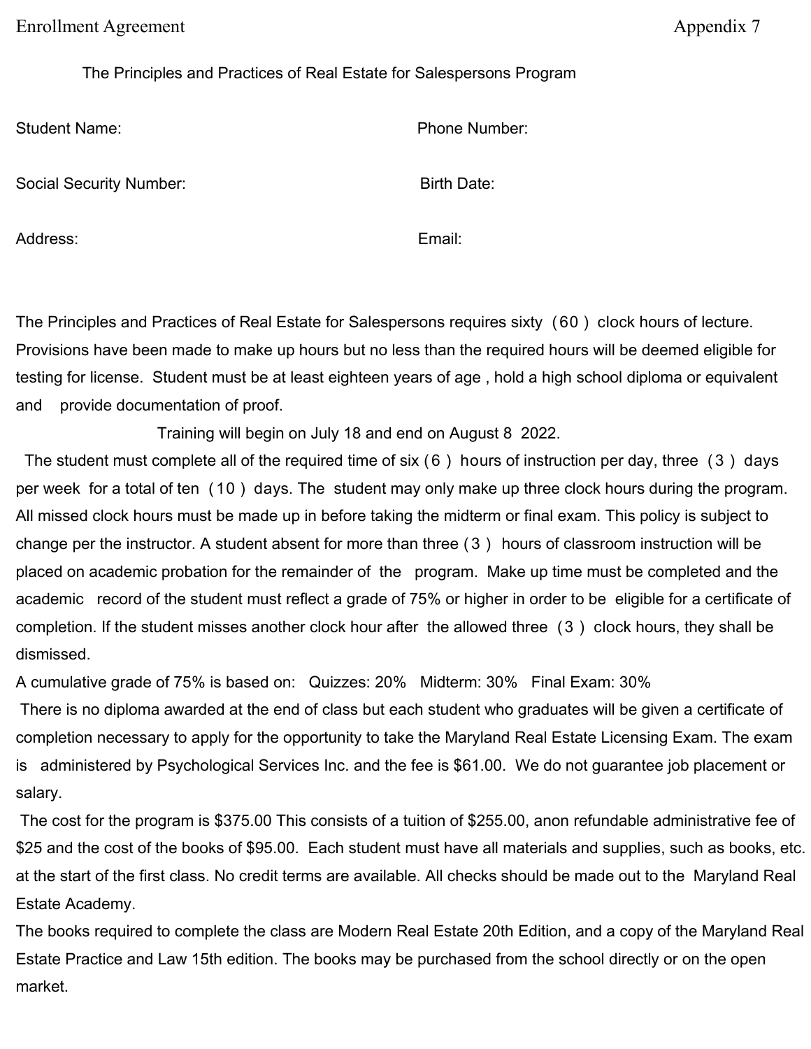Enrollment Agreement Appendix 7

## The Principles and Practices of Real Estate for Salespersons Program

Student Name: Phone Number:

Social Security Number: Birth Date:

Address: Email:

The Principles and Practices of Real Estate for Salespersons requires sixty (60) clock hours of lecture. Provisions have been made to make up hours but no less than the required hours will be deemed eligible for testing for license. Student must be at least eighteen years of age , hold a high school diploma or equivalent and provide documentation of proof.

Training will begin on July 18 and end on August 8 2022.

The student must complete all of the required time of six (6) hours of instruction per day, three (3) days per week for a total of ten (10) days. The student may only make up three clock hours during the program. All missed clock hours must be made up in before taking the midterm or final exam. This policy is subject to change per the instructor. A student absent for more than three (3) hours of classroom instruction will be placed on academic probation for the remainder of the program. Make up time must be completed and the academic record of the student must reflect a grade of 75% or higher in order to be eligible for a certificate of completion. If the student misses another clock hour after the allowed three (3) clock hours, they shall be dismissed.

A cumulative grade of 75% is based on: Quizzes: 20% Midterm: 30% Final Exam: 30%

There is no diploma awarded at the end of class but each student who graduates will be given a certificate of completion necessary to apply for the opportunity to take the Maryland Real Estate Licensing Exam. The exam is administered by Psychological Services Inc. and the fee is $61.00. We do not guarantee job placement or salary.

The cost for the program is $375.00 This consists of a tuition of $255.00, anon refundable administrative fee of $25 and the cost of the books of $95.00. Each student must have all materials and supplies, such as books, etc. at the start of the first class. No credit terms are available. All checks should be made out to the Maryland Real Estate Academy.

The books required to complete the class are Modern Real Estate 20th Edition, and a copy of the Maryland Real Estate Practice and Law 15th edition. The books may be purchased from the school directly or on the open market.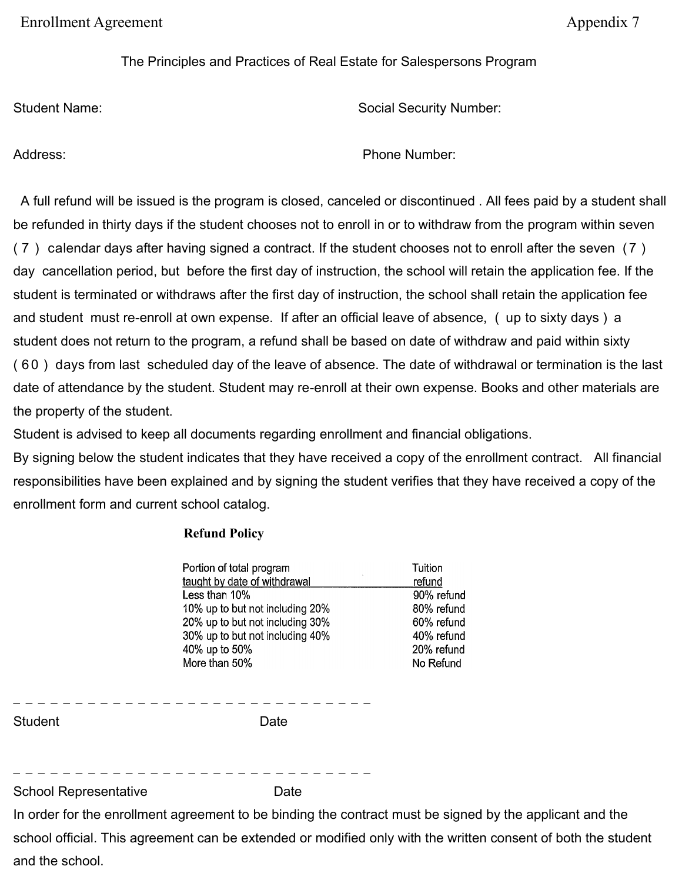Enrollment Agreement Appendix 7

## The Principles and Practices of Real Estate for Salespersons Program

Student Name: Social Security Number:

Address: Phone Number:

A full refund will be issued is the program is closed, canceled or discontinued . All fees paid by a student shall be refunded in thirty days if the student chooses not to enroll in or to withdraw from the program within seven ( 7 ) calendar days after having signed a contract. If the student chooses not to enroll after the seven (7 ) day cancellation period, but before the first day of instruction, the school will retain the application fee. If the student is terminated or withdraws after the first day of instruction, the school shall retain the application fee and student must re-enroll at own expense. If after an official leave of absence, ( up to sixty days ) a student does not return to the program, a refund shall be based on date of withdraw and paid within sixty ( 60 ) days from last scheduled day of the leave of absence. The date of withdrawal or termination is the last date of attendance by the student. Student may re-enroll at their own expense. Books and other materials are the property of the student.

Student is advised to keep all documents regarding enrollment and financial obligations.

By signing below the student indicates that they have received a copy of the enrollment contract. All financial responsibilities have been explained and by signing the student verifies that they have received a copy of the enrollment form and current school catalog.

**Refund Policy**

| Portion of total program taught by date of withdrawal | Tuition refund |
|---|---|
| Less than 10% | 90% refund |
| 10% up to but not including 20% | 80% refund |
| 20% up to but not including 30% | 60% refund |
| 30% up to but not including 40% | 40% refund |
| 40% up to 50% | 20% refund |
| More than 50% | No Refund |

_ _ _ _ _ _ _ _ _ _ _ _ _ _ _ _ _ _ _ _ _ _ _ _ _ _ _ _ _ _ _

Student Date

_ _ _ _ _ _ _ _ _ _ _ _ _ _ _ _ _ _ _ _ _ _ _ _ _ _ _ _ _ _ _

School Representative Date

In order for the enrollment agreement to be binding the contract must be signed by the applicant and the school official. This agreement can be extended or modified only with the written consent of both the student and the school.